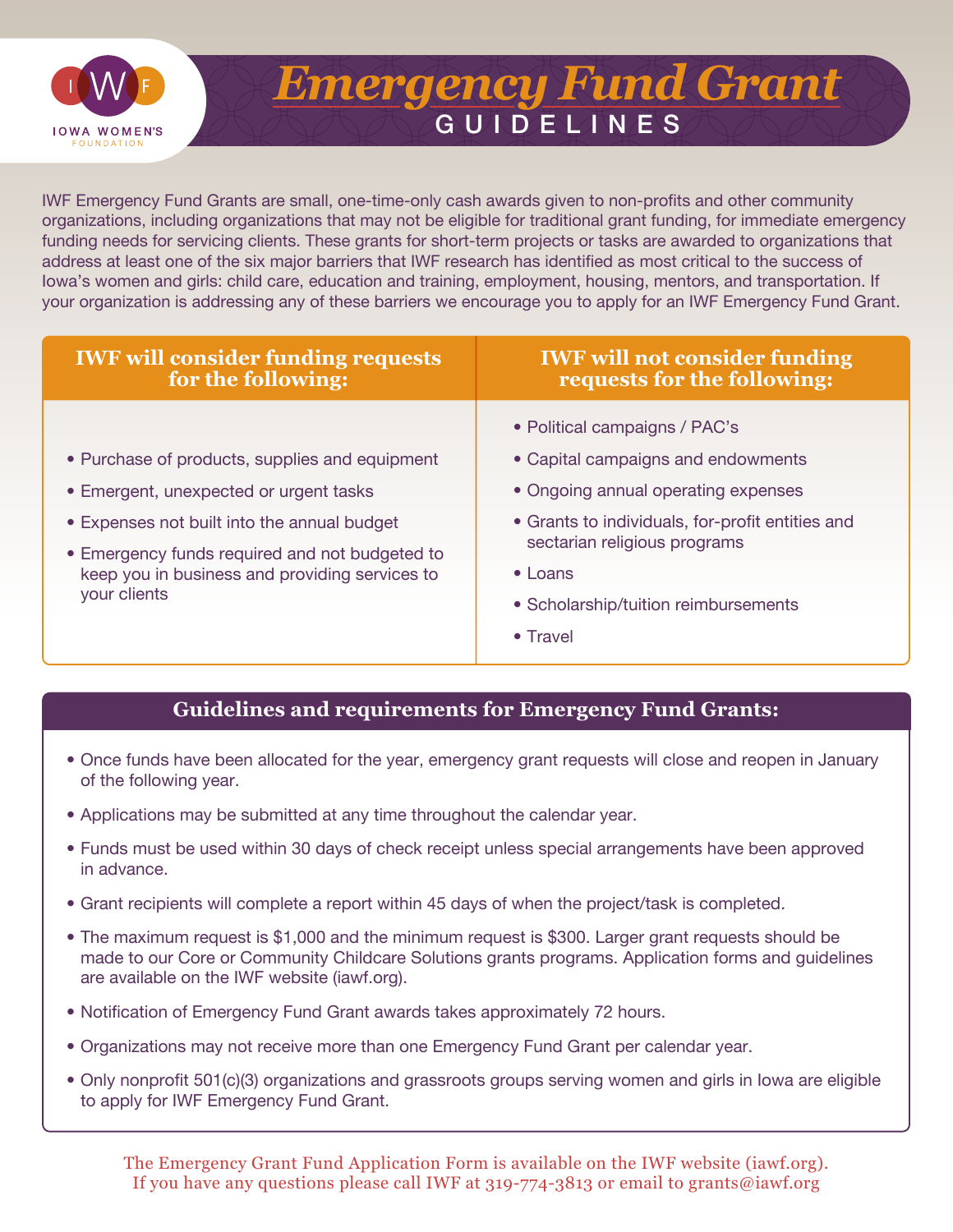IOWA WOMEN'S FOUNDATION

# *Emergency Fund Grant*
## GUIDELINES

IWF Emergency Fund Grants are small, one-time-only cash awards given to non-profits and other community organizations, including organizations that may not be eligible for traditional grant funding, for immediate emergency funding needs for servicing clients. These grants for short-term projects or tasks are awarded to organizations that address at least one of the six major barriers that IWF research has identified as most critical to the success of Iowa's women and girls: child care, education and training, employment, housing, mentors, and transportation. If your organization is addressing any of these barriers we encourage you to apply for an IWF Emergency Fund Grant.

| IWF will consider funding requests for the following: | IWF will not consider funding requests for the following: |
|---|---|
| • Purchase of products, supplies and equipment<br>• Emergent, unexpected or urgent tasks<br>• Expenses not built into the annual budget<br>• Emergency funds required and not budgeted to keep you in business and providing services to your clients | • Political campaigns / PAC's<br>• Capital campaigns and endowments<br>• Ongoing annual operating expenses<br>• Grants to individuals, for-profit entities and sectarian religious programs<br>• Loans<br>• Scholarship/tuition reimbursements<br>• Travel |

### Guidelines and requirements for Emergency Fund Grants:

- Once funds have been allocated for the year, emergency grant requests will close and reopen in January of the following year.
- Applications may be submitted at any time throughout the calendar year.
- Funds must be used within 30 days of check receipt unless special arrangements have been approved in advance.
- Grant recipients will complete a report within 45 days of when the project/task is completed.
- The maximum request is $1,000 and the minimum request is $300. Larger grant requests should be made to our Core or Community Childcare Solutions grants programs. Application forms and guidelines are available on the IWF website (iawf.org).
- Notification of Emergency Fund Grant awards takes approximately 72 hours.
- Organizations may not receive more than one Emergency Fund Grant per calendar year.
- Only nonprofit 501(c)(3) organizations and grassroots groups serving women and girls in Iowa are eligible to apply for IWF Emergency Fund Grant.

The Emergency Grant Fund Application Form is available on the IWF website (iawf.org).
If you have any questions please call IWF at 319-774-3813 or email to grants@iawf.org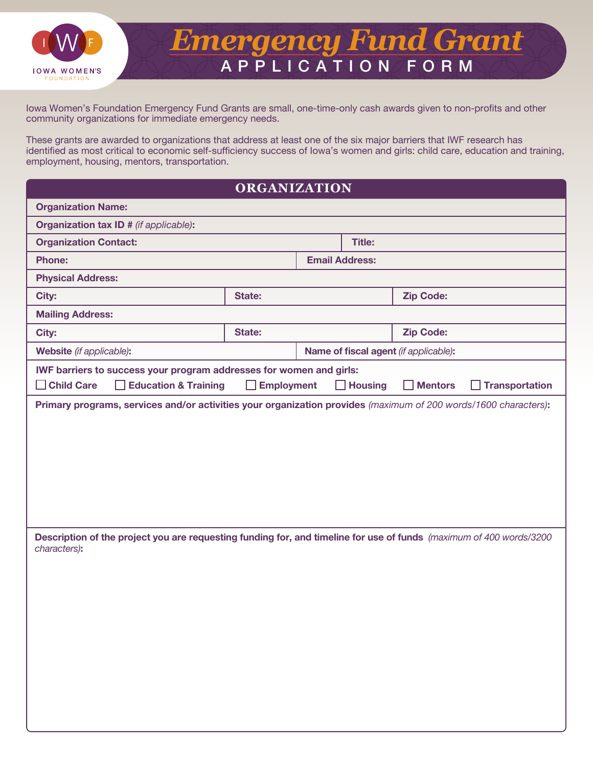# *Emergency Fund Grant*
## APPLICATION FORM

Iowa Women's Foundation Emergency Fund Grants are small, one-time-only cash awards given to non-profits and other community organizations for immediate emergency needs.

These grants are awarded to organizations that address at least one of the six major barriers that IWF research has identified as most critical to economic self-sufficiency success of Iowa's women and girls: child care, education and training, employment, housing, mentors, transportation.

## ORGANIZATION

**Organization Name:**

**Organization tax ID #** *(if applicable)***:**

| **Organization Contact:** | **Title:** |
|---|---|

| **Phone:** | **Email Address:** |
|---|---|

**Physical Address:**

| **City:** | **State:** | **Zip Code:** |
|---|---|---|

**Mailing Address:**

| **City:** | **State:** | **Zip Code:** |
|---|---|---|

| **Website** *(if applicable)***:** | **Name of fiscal agent** *(if applicable)***:** |
|---|---|

**IWF barriers to success your program addresses for women and girls:**

☐ **Child Care** ☐ **Education & Training** ☐ **Employment** ☐ **Housing** ☐ **Mentors** ☐ **Transportation**

**Primary programs, services and/or activities your organization provides** *(maximum of 200 words/1600 characters)***:**

**Description of the project you are requesting funding for, and timeline for use of funds** *(maximum of 400 words/3200 characters)***:**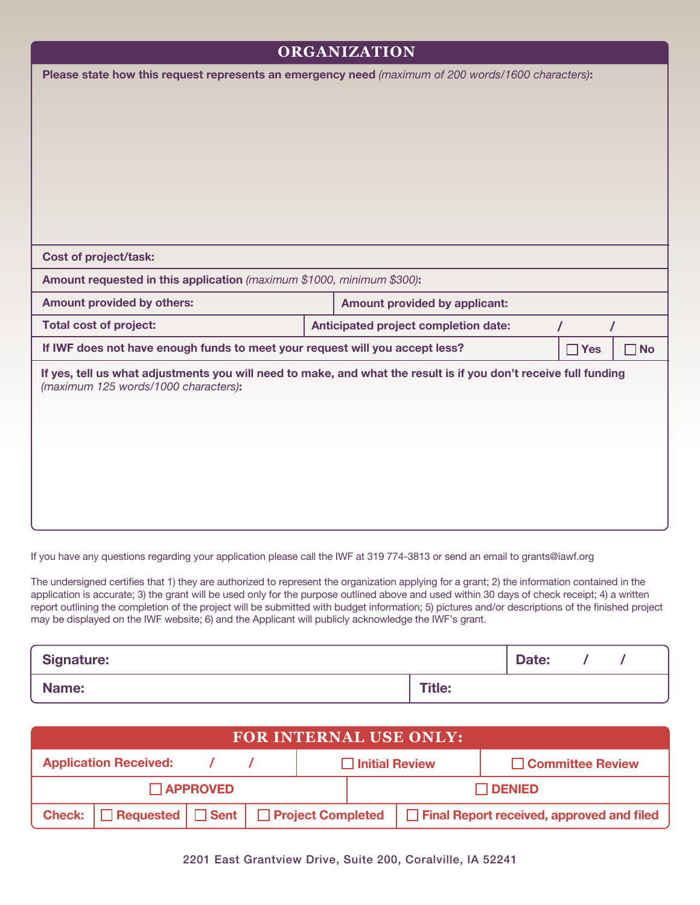## ORGANIZATION

**Please state how this request represents an emergency need** *(maximum of 200 words/1600 characters)*:

| | |
|---|---|
| **Cost of project/task:** | |
| **Amount requested in this application** *(maximum $1000, minimum $300)*: | |
| **Amount provided by others:** | **Amount provided by applicant:** |
| **Total cost of project:** | **Anticipated project completion date:** / / |
| **If IWF does not have enough funds to meet your request will you accept less?** | ☐ **Yes** ☐ **No** |

**If yes, tell us what adjustments you will need to make, and what the result is if you don't receive full funding** *(maximum 125 words/1000 characters)*:

If you have any questions regarding your application please call the IWF at 319 774-3813 or send an email to grants@iawf.org

The undersigned certifies that 1) they are authorized to represent the organization applying for a grant; 2) the information contained in the application is accurate; 3) the grant will be used only for the purpose outlined above and used within 30 days of check receipt; 4) a written report outlining the completion of the project will be submitted with budget information; 5) pictures and/or descriptions of the finished project may be displayed on the IWF website; 6) and the Applicant will publicly acknowledge the IWF's grant.

| | |
|---|---|
| **Signature:** | **Date:** / / |
| **Name:** | **Title:** |

## FOR INTERNAL USE ONLY:

| | | | | |
|---|---|---|---|---|
| **Application Received:** / / | | ☐ **Initial Review** | ☐ **Committee Review** | |
| ☐ **APPROVED** | | | ☐ **DENIED** | |
| **Check:** | ☐ **Requested** | ☐ **Sent** | ☐ **Project Completed** | ☐ **Final Report received, approved and filed** |

2201 East Grantview Drive, Suite 200, Coralville, IA 52241